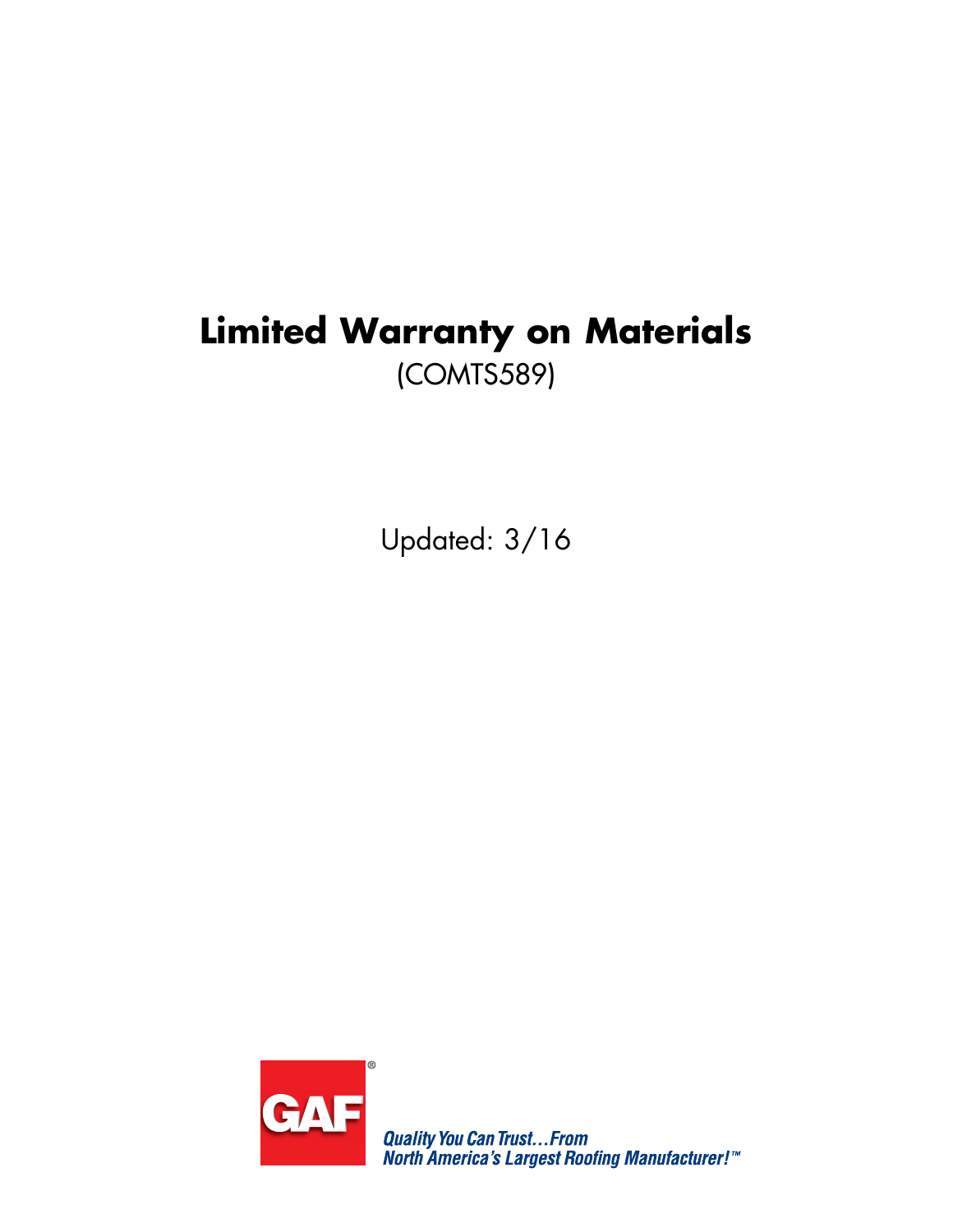# Limited Warranty on Materials

(COMTS589)

Updated: 3/16

GAF®

*Quality You Can Trust…From North America's Largest Roofing Manufacturer!™*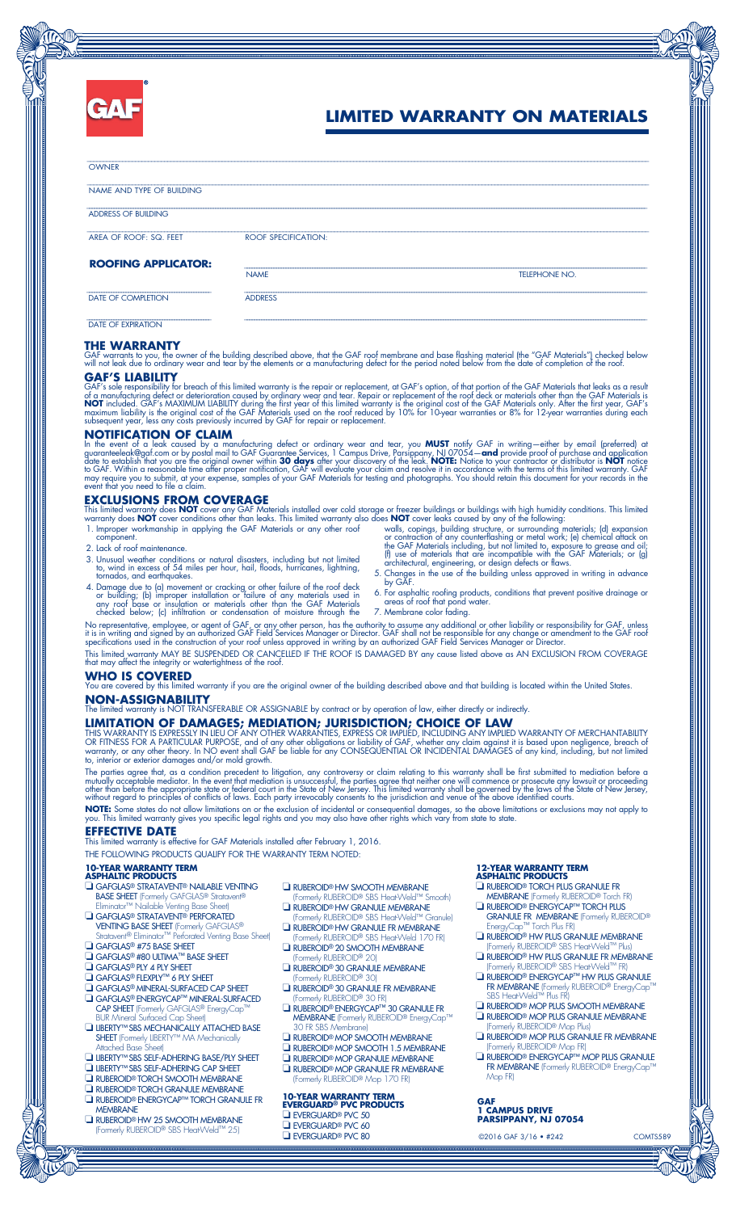# LIMITED WARRANTY ON MATERIALS

OWNER

NAME AND TYPE OF BUILDING

ADDRESS OF BUILDING

AREA OF ROOF: SQ. FEET

ROOF SPECIFICATION:

**ROOFING APPLICATOR:**

NAME

TELEPHONE NO.

DATE OF COMPLETION

ADDRESS

DATE OF EXPIRATION

## THE WARRANTY

GAF warrants to you, the owner of the building described above, that the GAF roof membrane and base flashing material (the "GAF Materials") checked below will not leak due to ordinary wear and tear by the elements or a manufacturing defect for the period noted below from the date of completion of the roof.

## GAF'S LIABILITY

GAF's sole responsibility for breach of this limited warranty is the repair or replacement, at GAF's option, of that portion of the GAF Materials that leaks as a result of a manufacturing defect or deterioration caused by ordinary wear and tear. Repair or replacement of the roof deck or materials other than the GAF Materials is **NOT** included. GAF's MAXIMUM LIABILITY during the first year of this limited warranty is the original cost of the GAF Materials only. After the first year, GAF's maximum liability is the original cost of the GAF Materials used on the roof reduced by 10% for 10-year warranties or 8% for 12-year warranties during each subsequent year, less any costs previously incurred by GAF for repair or replacement.

## NOTIFICATION OF CLAIM

In the event of a leak caused by a manufacturing defect or ordinary wear and tear, you **MUST** notify GAF in writing—either by email (preferred) at guaranteeleak@gaf.com or by postal mail to GAF Guarantee Services, 1 Campus Drive, Parsippany, NJ 07054—**and** provide proof of purchase and application date to establish that you are the original owner within **30 days** after your discovery of the leak. **NOTE:** Notice to your contractor or distributor is **NOT** notice to GAF. Within a reasonable time after proper notification, GAF will evaluate your claim and resolve it in accordance with the terms of this limited warranty. GAF may require you to submit, at your expense, samples of your GAF Materials for testing and photographs. You should retain this document for your records in the event that you need to file a claim.

## EXCLUSIONS FROM COVERAGE

This limited warranty does **NOT** cover any GAF Materials installed over cold storage or freezer buildings or buildings with high humidity conditions. This limited warranty does **NOT** cover conditions other than leaks. This limited warranty also does **NOT** cover leaks caused by any of the following:

1. Improper workmanship in applying the GAF Materials or any other roof component.
2. Lack of roof maintenance.
3. Unusual weather conditions or natural disasters, including but not limited to, wind in excess of 54 miles per hour, hail, floods, hurricanes, lightning, tornados, and earthquakes.
4. Damage due to (a) movement or cracking or other failure of the roof deck or building; (b) improper installation or failure of any materials used in any roof base or insulation or materials other than the GAF Materials checked below; (c) infiltration or condensation of moisture through the walls, copings, building structure, or surrounding materials; (d) expansion or contraction of any counterflashing or metal work; (e) chemical attack on the GAF Materials including, but not limited to, exposure to grease and oil; (f) use of materials that are incompatible with the GAF Materials; or (g) architectural, engineering, or design defects or flaws.
5. Changes in the use of the building unless approved in writing in advance by GAF.
6. For asphaltic roofing products, conditions that prevent positive drainage or areas of roof that pond water.
7. Membrane color fading.

No representative, employee, or agent of GAF, or any other person, has the authority to assume any additional or other liability or responsibility for GAF, unless it is in writing and signed by an authorized GAF Field Services Manager or Director. GAF shall not be responsible for any change or amendment to the GAF roof specifications used in the construction of your roof unless approved in writing by an authorized GAF Field Services Manager or Director.

This limited warranty MAY BE SUSPENDED OR CANCELLED IF THE ROOF IS DAMAGED BY any cause listed above as AN EXCLUSION FROM COVERAGE that may affect the integrity or watertightness of the roof.

## WHO IS COVERED

You are covered by this limited warranty if you are the original owner of the building described above and that building is located within the United States.

## NON-ASSIGNABILITY

The limited warranty is NOT TRANSFERABLE OR ASSIGNABLE by contract or by operation of law, either directly or indirectly.

## LIMITATION OF DAMAGES; MEDIATION; JURISDICTION; CHOICE OF LAW

THIS WARRANTY IS EXPRESSLY IN LIEU OF ANY OTHER WARRANTIES, EXPRESS OR IMPLIED, INCLUDING ANY IMPLIED WARRANTY OF MERCHANTABILITY OR FITNESS FOR A PARTICULAR PURPOSE, and of any other obligations or liability of GAF, whether any claim against it is based upon negligence, breach of warranty, or any other theory. In NO event shall GAF be liable for any CONSEQUENTIAL OR INCIDENTAL DAMAGES of any kind, including, but not limited to, interior or exterior damages and/or mold growth.

The parties agree that, as a condition precedent to litigation, any controversy or claim relating to this warranty shall be first submitted to mediation before a mutually acceptable mediator. In the event that mediation is unsuccessful, the parties agree that neither one will commence or prosecute any lawsuit or proceeding other than before the appropriate state or federal court in the State of New Jersey. This limited warranty shall be governed by the laws of the State of New Jersey, without regard to principles of conflicts of laws. Each party irrevocably consents to the jurisdiction and venue of the above identified courts.

**NOTE:** Some states do not allow limitations on or the exclusion of incidental or consequential damages, so the above limitations or exclusions may not apply to you. This limited warranty gives you specific legal rights and you may also have other rights which vary from state to state.

## EFFECTIVE DATE

This limited warranty is effective for GAF Materials installed after February 1, 2016.

THE FOLLOWING PRODUCTS QUALIFY FOR THE WARRANTY TERM NOTED:

### 10-YEAR WARRANTY TERM ASPHALTIC PRODUCTS

- ❑ GAFGLAS® STRATAVENT® NAILABLE VENTING BASE SHEET (Formerly GAFGLAS® Stratavent® Eliminator™ Nailable Venting Base Sheet)
- ❑ GAFGLAS® STRATAVENT® PERFORATED VENTING BASE SHEET (Formerly GAFGLAS® Stratavent® Eliminator™ Perforated Venting Base Sheet)
- ❑ GAFGLAS® #75 BASE SHEET
- ❑ GAFGLAS® #80 ULTIMA™ BASE SHEET
- ❑ GAFGLAS® PLY 4 PLY SHEET
- ❑ GAFGLAS® FLEXPLY™ 6 PLY SHEET
- ❑ GAFGLAS® MINERAL-SURFACED CAP SHEET
- ❑ GAFGLAS® ENERGYCAP™ MINERAL-SURFACED CAP SHEET (Formerly GAFGLAS® EnergyCap™ BUR Mineral Surfaced Cap Sheet)
- ❑ LIBERTY™ SBS MECHANICALLY ATTACHED BASE SHEET (Formerly LIBERTY™ MA Mechanically Attached Base Sheet)
- ❑ LIBERTY™ SBS SELF-ADHERING BASE/PLY SHEET
- ❑ LIBERTY™ SBS SELF-ADHERING CAP SHEET
- ❑ RUBEROID® TORCH SMOOTH MEMBRANE
- ❑ RUBEROID® TORCH GRANULE MEMBRANE
- ❑ RUBEROID® ENERGYCAP™ TORCH GRANULE FR MEMBRANE
- ❑ RUBEROID® HW 25 SMOOTH MEMBRANE (Formerly RUBEROID® SBS HeatWeld™ 25)
- ❑ RUBEROID® HW SMOOTH MEMBRANE (Formerly RUBEROID® SBS HeatWeld™ Smooth)
- ❑ RUBEROID® HW GRANULE MEMBRANE (Formerly RUBEROID® SBS HeatWeld™ Granule)
- ❑ RUBEROID® HW GRANULE FR MEMBRANE (Formerly RUBEROID® SBS HeatWeld 170 FR)
- ❑ RUBEROID® 20 SMOOTH MEMBRANE (Formerly RUBEROID® 20)
- ❑ RUBEROID® 30 GRANULE MEMBRANE (Formerly RUBEROID® 30)
- ❑ RUBEROID® 30 GRANULE FR MEMBRANE (Formerly RUBEROID® 30 FR)
- ❑ RUBEROID® ENERGYCAP™ 30 GRANULE FR MEMBRANE (Formerly RUBEROID® EnergyCap™ 30 FR SBS Membrane)
- ❑ RUBEROID® MOP SMOOTH MEMBRANE
- ❑ RUBEROID® MOP SMOOTH 1.5 MEMBRANE
- ❑ RUBEROID® MOP GRANULE MEMBRANE
- ❑ RUBEROID® MOP GRANULE FR MEMBRANE (Formerly RUBEROID® Mop 170 FR)

### 10-YEAR WARRANTY TERM EVERGUARD® PVC PRODUCTS

- ❑ EVERGUARD® PVC 50
- ❑ EVERGUARD® PVC 60
- ❑ EVERGUARD® PVC 80

### 12-YEAR WARRANTY TERM ASPHALTIC PRODUCTS

- ❑ RUBEROID® TORCH PLUS GRANULE FR MEMBRANE (Formerly RUBEROID® Torch FR)
- ❑ RUBEROID® ENERGYCAP™ TORCH PLUS GRANULE FR MEMBRANE (Formerly RUBEROID® EnergyCap™ Torch Plus FR)
- ❑ RUBEROID® HW PLUS GRANULE MEMBRANE (Formerly RUBEROID® SBS HeatWeld™ Plus)
- ❑ RUBEROID® HW PLUS GRANULE FR MEMBRANE (Formerly RUBEROID® SBS HeatWeld™ FR)
- ❑ RUBEROID® ENERGYCAP™ HW PLUS GRANULE FR MEMBRANE (Formerly RUBEROID® EnergyCap™ SBS HeatWeld™ Plus FR)
- ❑ RUBEROID® MOP PLUS SMOOTH MEMBRANE
- ❑ RUBEROID® MOP PLUS GRANULE MEMBRANE (Formerly RUBEROID® Mop Plus)
- ❑ RUBEROID® MOP PLUS GRANULE FR MEMBRANE (Formerly RUBEROID® Mop FR)
- ❑ RUBEROID® ENERGYCAP™ MOP PLUS GRANULE FR MEMBRANE (Formerly RUBEROID® EnergyCap™ Mop FR)

**GAF**
**1 CAMPUS DRIVE**
**PARSIPPANY, NJ 07054**

©2016 GAF 3/16 • #242 COMTS589